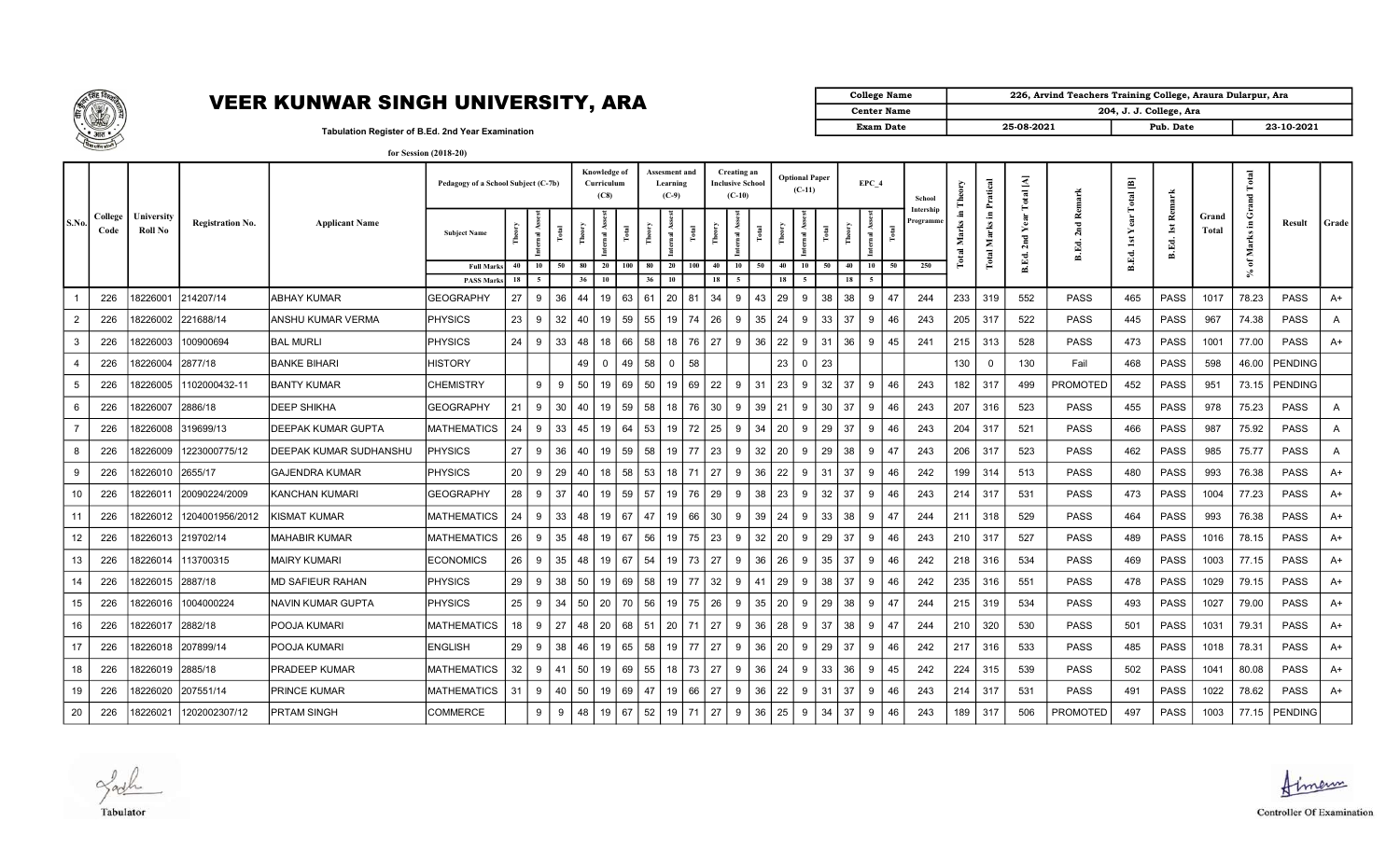# VEER KUNWAR SINGH UNIVERSITY, ARA

Tabulation Register of B.Ed. 2nd Year Examination

for Session (2018-20)

| College Name | 226, Arvind Teachers Training College, Araura Dularpur, Ara | | |
|---|---|---|---|
| Center Name | 204, J. J. College, Ara | | |
| Exam Date | 25-08-2021 | Pub. Date | 23-10-2021 |

| S.No. | College Code | University Roll No | Registration No. | Applicant Name | Pedagogy of a School Subject (C-7b) | | | | Knowledge of Curriculum (C8) | | | Assesment and Learning (C-9) | | | Creating an Inclusive School (C-10) | | | Optional Paper (C-11) | | | EPC_4 | | | School Intership Programme | Total Marks in Theory | Total Marks in Pratical | B.Ed. 2nd Year Total [A] | B.Ed. 2nd Remark | B.Ed. 1st Year Total [B] | B.Ed. 1st Remark | Grand Total | % of Marks in Grand Total | Result | Grade |
|---|---|---|---|---|---|---|---|---|---|---|---|---|---|---|---|---|---|---|---|---|---|---|---|---|---|---|---|---|---|---|---|---|---|---|
| | | | | | Subject Name | Theory | Internal Assest | Total | Theory | Internal Assest | Total | Theory | Internal Assest | Total | Theory | Internal Assest | Total | Theory | Internal Assest | Total | Theory | Internal Assest | Total | | | | | | | | | | | |
| | | | | | Full Marks | 40 | 10 | 50 | 80 | 20 | 100 | 80 | 20 | 100 | 40 | 10 | 50 | 40 | 10 | 50 | 40 | 10 | 50 | 250 | | | | | | | | | | |
| | | | | | PASS Marks | 18 | 5 | | 36 | 10 | | 36 | 10 | | 18 | 5 | | 18 | 5 | | 18 | 5 | | | | | | | | | | | | |
| 1 | 226 | 18226001 | 214207/14 | ABHAY KUMAR | GEOGRAPHY | 27 | 9 | 36 | 44 | 19 | 63 | 61 | 20 | 81 | 34 | 9 | 43 | 29 | 9 | 38 | 38 | 9 | 47 | 244 | 233 | 319 | 552 | PASS | 465 | PASS | 1017 | 78.23 | PASS | A+ |
| 2 | 226 | 18226002 | 221688/14 | ANSHU KUMAR VERMA | PHYSICS | 23 | 9 | 32 | 40 | 19 | 59 | 55 | 19 | 74 | 26 | 9 | 35 | 24 | 9 | 33 | 37 | 9 | 46 | 243 | 205 | 317 | 522 | PASS | 445 | PASS | 967 | 74.38 | PASS | A |
| 3 | 226 | 18226003 | 100900694 | BAL MURLI | PHYSICS | 24 | 9 | 33 | 48 | 18 | 66 | 58 | 18 | 76 | 27 | 9 | 36 | 22 | 9 | 31 | 36 | 9 | 45 | 241 | 215 | 313 | 528 | PASS | 473 | PASS | 1001 | 77.00 | PASS | A+ |
| 4 | 226 | 18226004 | 2877/18 | BANKE BIHARI | HISTORY | | | | 49 | 0 | 49 | 58 | 0 | 58 | | | | 23 | 0 | 23 | | | | | 130 | 0 | 130 | Fail | 468 | PASS | 598 | 46.00 | PENDING | |
| 5 | 226 | 18226005 | 1102000432-11 | BANTY KUMAR | CHEMISTRY | | 9 | 9 | 50 | 19 | 69 | 50 | 19 | 69 | 22 | 9 | 31 | 23 | 9 | 32 | 37 | 9 | 46 | 243 | 182 | 317 | 499 | PROMOTED | 452 | PASS | 951 | 73.15 | PENDING | |
| 6 | 226 | 18226007 | 2886/18 | DEEP SHIKHA | GEOGRAPHY | 21 | 9 | 30 | 40 | 19 | 59 | 58 | 18 | 76 | 30 | 9 | 39 | 21 | 9 | 30 | 37 | 9 | 46 | 243 | 207 | 316 | 523 | PASS | 455 | PASS | 978 | 75.23 | PASS | A |
| 7 | 226 | 18226008 | 319699/13 | DEEPAK KUMAR GUPTA | MATHEMATICS | 24 | 9 | 33 | 45 | 19 | 64 | 53 | 19 | 72 | 25 | 9 | 34 | 20 | 9 | 29 | 37 | 9 | 46 | 243 | 204 | 317 | 521 | PASS | 466 | PASS | 987 | 75.92 | PASS | A |
| 8 | 226 | 18226009 | 1223000775/12 | DEEPAK KUMAR SUDHANSHU | PHYSICS | 27 | 9 | 36 | 40 | 19 | 59 | 58 | 19 | 77 | 23 | 9 | 32 | 20 | 9 | 29 | 38 | 9 | 47 | 243 | 206 | 317 | 523 | PASS | 462 | PASS | 985 | 75.77 | PASS | A |
| 9 | 226 | 18226010 | 2655/17 | GAJENDRA KUMAR | PHYSICS | 20 | 9 | 29 | 40 | 18 | 58 | 53 | 18 | 71 | 27 | 9 | 36 | 22 | 9 | 31 | 37 | 9 | 46 | 242 | 199 | 314 | 513 | PASS | 480 | PASS | 993 | 76.38 | PASS | A+ |
| 10 | 226 | 18226011 | 20090224/2009 | KANCHAN KUMARI | GEOGRAPHY | 28 | 9 | 37 | 40 | 19 | 59 | 57 | 19 | 76 | 29 | 9 | 38 | 23 | 9 | 32 | 37 | 9 | 46 | 243 | 214 | 317 | 531 | PASS | 473 | PASS | 1004 | 77.23 | PASS | A+ |
| 11 | 226 | 18226012 | 1204001956/2012 | KISMAT KUMAR | MATHEMATICS | 24 | 9 | 33 | 48 | 19 | 67 | 47 | 19 | 66 | 30 | 9 | 39 | 24 | 9 | 33 | 38 | 9 | 47 | 244 | 211 | 318 | 529 | PASS | 464 | PASS | 993 | 76.38 | PASS | A+ |
| 12 | 226 | 18226013 | 219702/14 | MAHABIR KUMAR | MATHEMATICS | 26 | 9 | 35 | 48 | 19 | 67 | 56 | 19 | 75 | 23 | 9 | 32 | 20 | 9 | 29 | 37 | 9 | 46 | 243 | 210 | 317 | 527 | PASS | 489 | PASS | 1016 | 78.15 | PASS | A+ |
| 13 | 226 | 18226014 | 113700315 | MAIRY KUMARI | ECONOMICS | 26 | 9 | 35 | 48 | 19 | 67 | 54 | 19 | 73 | 27 | 9 | 36 | 26 | 9 | 35 | 37 | 9 | 46 | 242 | 218 | 316 | 534 | PASS | 469 | PASS | 1003 | 77.15 | PASS | A+ |
| 14 | 226 | 18226015 | 2887/18 | MD SAFIEUR RAHAN | PHYSICS | 29 | 9 | 38 | 50 | 19 | 69 | 58 | 19 | 77 | 32 | 9 | 41 | 29 | 9 | 38 | 37 | 9 | 46 | 242 | 235 | 316 | 551 | PASS | 478 | PASS | 1029 | 79.15 | PASS | A+ |
| 15 | 226 | 18226016 | 1004000224 | NAVIN KUMAR GUPTA | PHYSICS | 25 | 9 | 34 | 50 | 20 | 70 | 56 | 19 | 75 | 26 | 9 | 35 | 20 | 9 | 29 | 38 | 9 | 47 | 244 | 215 | 319 | 534 | PASS | 493 | PASS | 1027 | 79.00 | PASS | A+ |
| 16 | 226 | 18226017 | 2882/18 | POOJA KUMARI | MATHEMATICS | 18 | 9 | 27 | 48 | 20 | 68 | 51 | 20 | 71 | 27 | 9 | 36 | 28 | 9 | 37 | 38 | 9 | 47 | 244 | 210 | 320 | 530 | PASS | 501 | PASS | 1031 | 79.31 | PASS | A+ |
| 17 | 226 | 18226018 | 207899/14 | POOJA KUMARI | ENGLISH | 29 | 9 | 38 | 46 | 19 | 65 | 58 | 19 | 77 | 27 | 9 | 36 | 20 | 9 | 29 | 37 | 9 | 46 | 242 | 217 | 316 | 533 | PASS | 485 | PASS | 1018 | 78.31 | PASS | A+ |
| 18 | 226 | 18226019 | 2885/18 | PRADEEP KUMAR | MATHEMATICS | 32 | 9 | 41 | 50 | 19 | 69 | 55 | 18 | 73 | 27 | 9 | 36 | 24 | 9 | 33 | 36 | 9 | 45 | 242 | 224 | 315 | 539 | PASS | 502 | PASS | 1041 | 80.08 | PASS | A+ |
| 19 | 226 | 18226020 | 207551/14 | PRINCE KUMAR | MATHEMATICS | 31 | 9 | 40 | 50 | 19 | 69 | 47 | 19 | 66 | 27 | 9 | 36 | 22 | 9 | 31 | 37 | 9 | 46 | 243 | 214 | 317 | 531 | PASS | 491 | PASS | 1022 | 78.62 | PASS | A+ |
| 20 | 226 | 18226021 | 1202002307/12 | PRTAM SINGH | COMMERCE | | 9 | 9 | 48 | 19 | 67 | 52 | 19 | 71 | 27 | 9 | 36 | 25 | 9 | 34 | 37 | 9 | 46 | 243 | 189 | 317 | 506 | PROMOTED | 497 | PASS | 1003 | 77.15 | PENDING | |

Tabulator

Controller Of Examination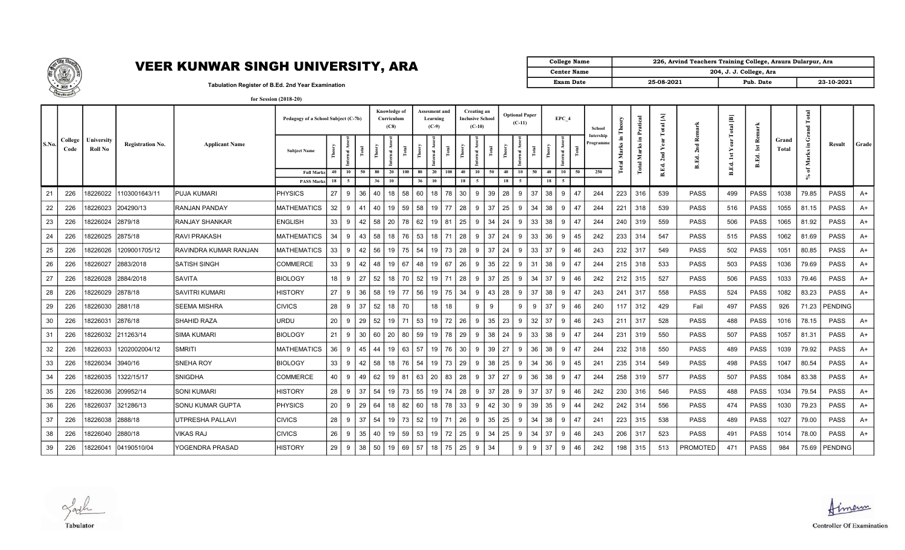# VEER KUNWAR SINGH UNIVERSITY, ARA

Tabulation Register of B.Ed. 2nd Year Examination

for Session (2018-20)

| College Name | 226, Arvind Teachers Training College, Araura Dularpur, Ara | | |
|---|---|---|---|
| Center Name | 204, J. J. College, Ara | | |
| Exam Date | 25-08-2021 | Pub. Date | 23-10-2021 |

| S.No. | College Code | University Roll No | Registration No. | Applicant Name | Pedagogy of a School Subject (C-7b) | | | | Knowledge of Curriculum (C8) | | | Assesment and Learning (C-9) | | | Creating an Inclusive School (C-10) | | | Optional Paper (C-11) | | | EPC_4 | | | School Intership Programme | Total Marks in Theory | Total Marks in Pratical | B.Ed. 2nd Year Total [A] | B.Ed. 2nd Remark | B.Ed. 1st Year Total [B] | B.Ed. 1st Remark | Grand Total | % of Marks in Grand Total | Result | Grade |
|---|---|---|---|---|---|---|---|---|---|---|---|---|---|---|---|---|---|---|---|---|---|---|---|---|---|---|---|---|---|---|---|---|---|---|
| | | | | | Subject Name | Theory | Internal Assest | Total | Theory | Internal Assest | Total | Theory | Internal Assest | Total | Theory | Internal Assest | Total | Theory | Internal Assest | Total | Theory | Internal Assest | Total | | | | | | | | | | | |
| | | | | | Full Marks | 40 | 10 | 50 | 80 | 20 | 100 | 80 | 20 | 100 | 40 | 10 | 50 | 40 | 10 | 50 | 40 | 10 | 50 | 250 | | | | | | | | | | |
| | | | | | PASS Marks | 18 | 5 | | 36 | 10 | | 36 | 10 | | 18 | 5 | | 18 | 5 | | 18 | 5 | | | | | | | | | | | | |
| 21 | 226 | 18226022 | 1103001643/11 | PUJA KUMARI | PHYSICS | 27 | 9 | 36 | 40 | 18 | 58 | 60 | 18 | 78 | 30 | 9 | 39 | 28 | 9 | 37 | 38 | 9 | 47 | 244 | 223 | 316 | 539 | PASS | 499 | PASS | 1038 | 79.85 | PASS | A+ |
| 22 | 226 | 18226023 | 204290/13 | RANJAN PANDAY | MATHEMATICS | 32 | 9 | 41 | 40 | 19 | 59 | 58 | 19 | 77 | 28 | 9 | 37 | 25 | 9 | 34 | 38 | 9 | 47 | 244 | 221 | 318 | 539 | PASS | 516 | PASS | 1055 | 81.15 | PASS | A+ |
| 23 | 226 | 18226024 | 2879/18 | RANJAY SHANKAR | ENGLISH | 33 | 9 | 42 | 58 | 20 | 78 | 62 | 19 | 81 | 25 | 9 | 34 | 24 | 9 | 33 | 38 | 9 | 47 | 244 | 240 | 319 | 559 | PASS | 506 | PASS | 1065 | 81.92 | PASS | A+ |
| 24 | 226 | 18226025 | 2875/18 | RAVI PRAKASH | MATHEMATICS | 34 | 9 | 43 | 58 | 18 | 76 | 53 | 18 | 71 | 28 | 9 | 37 | 24 | 9 | 33 | 36 | 9 | 45 | 242 | 233 | 314 | 547 | PASS | 515 | PASS | 1062 | 81.69 | PASS | A+ |
| 25 | 226 | 18226026 | 1209001705/12 | RAVINDRA KUMAR RANJAN | MATHEMATICS | 33 | 9 | 42 | 56 | 19 | 75 | 54 | 19 | 73 | 28 | 9 | 37 | 24 | 9 | 33 | 37 | 9 | 46 | 243 | 232 | 317 | 549 | PASS | 502 | PASS | 1051 | 80.85 | PASS | A+ |
| 26 | 226 | 18226027 | 2883/2018 | SATISH SINGH | COMMERCE | 33 | 9 | 42 | 48 | 19 | 67 | 48 | 19 | 67 | 26 | 9 | 35 | 22 | 9 | 31 | 38 | 9 | 47 | 244 | 215 | 318 | 533 | PASS | 503 | PASS | 1036 | 79.69 | PASS | A+ |
| 27 | 226 | 18226028 | 2884/2018 | SAVITA | BIOLOGY | 18 | 9 | 27 | 52 | 18 | 70 | 52 | 19 | 71 | 28 | 9 | 37 | 25 | 9 | 34 | 37 | 9 | 46 | 242 | 212 | 315 | 527 | PASS | 506 | PASS | 1033 | 79.46 | PASS | A+ |
| 28 | 226 | 18226029 | 2878/18 | SAVITRI KUMARI | HISTORY | 27 | 9 | 36 | 58 | 19 | 77 | 56 | 19 | 75 | 34 | 9 | 43 | 28 | 9 | 37 | 38 | 9 | 47 | 243 | 241 | 317 | 558 | PASS | 524 | PASS | 1082 | 83.23 | PASS | A+ |
| 29 | 226 | 18226030 | 2881/18 | SEEMA MISHRA | CIVICS | 28 | 9 | 37 | 52 | 18 | 70 | | 18 | 18 | | 9 | 9 | | 9 | 9 | 37 | 9 | 46 | 240 | 117 | 312 | 429 | Fail | 497 | PASS | 926 | 71.23 | PENDING | |
| 30 | 226 | 18226031 | 2876/18 | SHAHID RAZA | URDU | 20 | 9 | 29 | 52 | 19 | 71 | 53 | 19 | 72 | 26 | 9 | 35 | 23 | 9 | 32 | 37 | 9 | 46 | 243 | 211 | 317 | 528 | PASS | 488 | PASS | 1016 | 78.15 | PASS | A+ |
| 31 | 226 | 18226032 | 211263/14 | SIMA KUMARI | BIOLOGY | 21 | 9 | 30 | 60 | 20 | 80 | 59 | 19 | 78 | 29 | 9 | 38 | 24 | 9 | 33 | 38 | 9 | 47 | 244 | 231 | 319 | 550 | PASS | 507 | PASS | 1057 | 81.31 | PASS | A+ |
| 32 | 226 | 18226033 | 1202002004/12 | SMRITI | MATHEMATICS | 36 | 9 | 45 | 44 | 19 | 63 | 57 | 19 | 76 | 30 | 9 | 39 | 27 | 9 | 36 | 38 | 9 | 47 | 244 | 232 | 318 | 550 | PASS | 489 | PASS | 1039 | 79.92 | PASS | A+ |
| 33 | 226 | 18226034 | 3940/16 | SNEHA ROY | BIOLOGY | 33 | 9 | 42 | 58 | 18 | 76 | 54 | 19 | 73 | 29 | 9 | 38 | 25 | 9 | 34 | 36 | 9 | 45 | 241 | 235 | 314 | 549 | PASS | 498 | PASS | 1047 | 80.54 | PASS | A+ |
| 34 | 226 | 18226035 | 1322/15/17 | SNIGDHA | COMMERCE | 40 | 9 | 49 | 62 | 19 | 81 | 63 | 20 | 83 | 28 | 9 | 37 | 27 | 9 | 36 | 38 | 9 | 47 | 244 | 258 | 319 | 577 | PASS | 507 | PASS | 1084 | 83.38 | PASS | A+ |
| 35 | 226 | 18226036 | 209952/14 | SONI KUMARI | HISTORY | 28 | 9 | 37 | 54 | 19 | 73 | 55 | 19 | 74 | 28 | 9 | 37 | 28 | 9 | 37 | 37 | 9 | 46 | 242 | 230 | 316 | 546 | PASS | 488 | PASS | 1034 | 79.54 | PASS | A+ |
| 36 | 226 | 18226037 | 321286/13 | SONU KUMAR GUPTA | PHYSICS | 20 | 9 | 29 | 64 | 18 | 82 | 60 | 18 | 78 | 33 | 9 | 42 | 30 | 9 | 39 | 35 | 9 | 44 | 242 | 242 | 314 | 556 | PASS | 474 | PASS | 1030 | 79.23 | PASS | A+ |
| 37 | 226 | 18226038 | 2888/18 | UTPRESHA PALLAVI | CIVICS | 28 | 9 | 37 | 54 | 19 | 73 | 52 | 19 | 71 | 26 | 9 | 35 | 25 | 9 | 34 | 38 | 9 | 47 | 241 | 223 | 315 | 538 | PASS | 489 | PASS | 1027 | 79.00 | PASS | A+ |
| 38 | 226 | 18226040 | 2880/18 | VIKAS RAJ | CIVICS | 26 | 9 | 35 | 40 | 19 | 59 | 53 | 19 | 72 | 25 | 9 | 34 | 25 | 9 | 34 | 37 | 9 | 46 | 243 | 206 | 317 | 523 | PASS | 491 | PASS | 1014 | 78.00 | PASS | A+ |
| 39 | 226 | 18226041 | 04190510/04 | YOGENDRA PRASAD | HISTORY | 29 | 9 | 38 | 50 | 19 | 69 | 57 | 18 | 75 | 25 | 9 | 34 | | 9 | 9 | 37 | 9 | 46 | 242 | 198 | 315 | 513 | PROMOTED | 471 | PASS | 984 | 75.69 | PENDING | |

Tabulator

Controller Of Examination